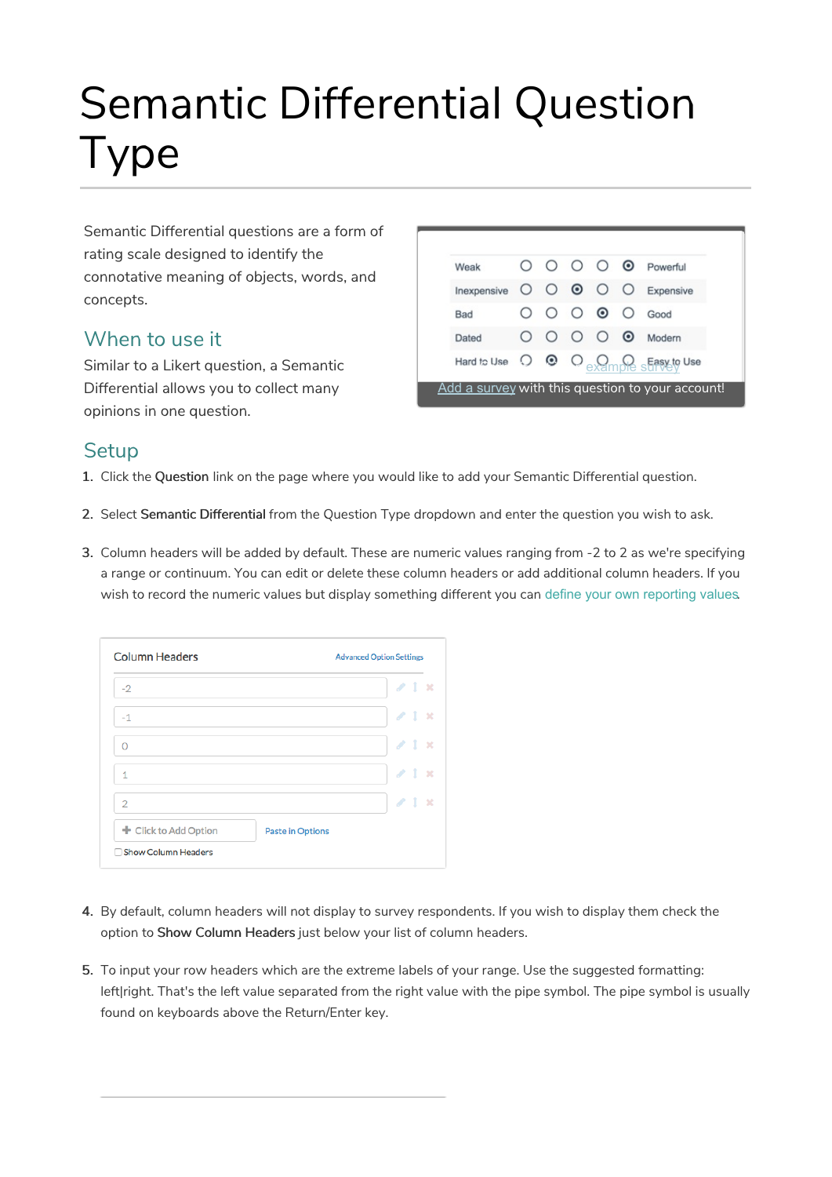# Semantic Differential Question Type

Semantic Differential questions are a form of rating scale designed to identify the connotative meaning of objects, words, and concepts.

## When to use it

Similar to a Likert question, a Semantic Differential allows you to collect many opinions in one question.

## Setup

1. Click the **Question** link on the page where you would like to add your Semantic Differential question.

2. Select **Semantic Differential** from the Question Type dropdown and enter the question you wish to ask.

3. Column headers will be added by default. These are numeric values ranging from -2 to 2 as we're specifying a range or continuum. You can edit or delete these column headers or add additional column headers. If you wish to record the numeric values but display something different you can define your own reporting values.

4. By default, column headers will not display to survey respondents. If you wish to display them check the option to **Show Column Headers** just below your list of column headers.

5. To input your row headers which are the extreme labels of your range. Use the suggested formatting: left|right. That's the left value separated from the right value with the pipe symbol. The pipe symbol is usually found on keyboards above the Return/Enter key.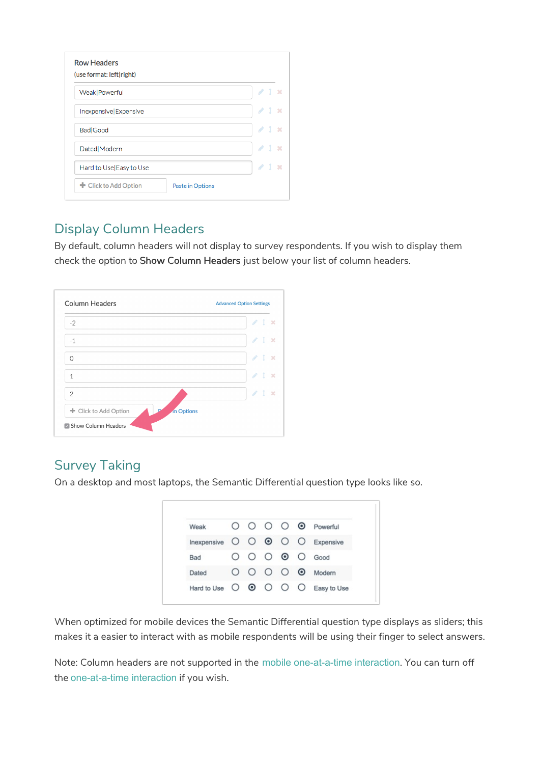## Display Column Headers

By default, column headers will not display to survey respondents. If you wish to display them check the option to **Show Column Headers** just below your list of column headers.

## Survey Taking

On a desktop and most laptops, the Semantic Differential question type looks like so.

When optimized for mobile devices the Semantic Differential question type displays as sliders; this makes it a easier to interact with as mobile respondents will be using their finger to select answers.

Note: Column headers are not supported in the mobile one-at-a-time interaction. You can turn off the one-at-a-time interaction if you wish.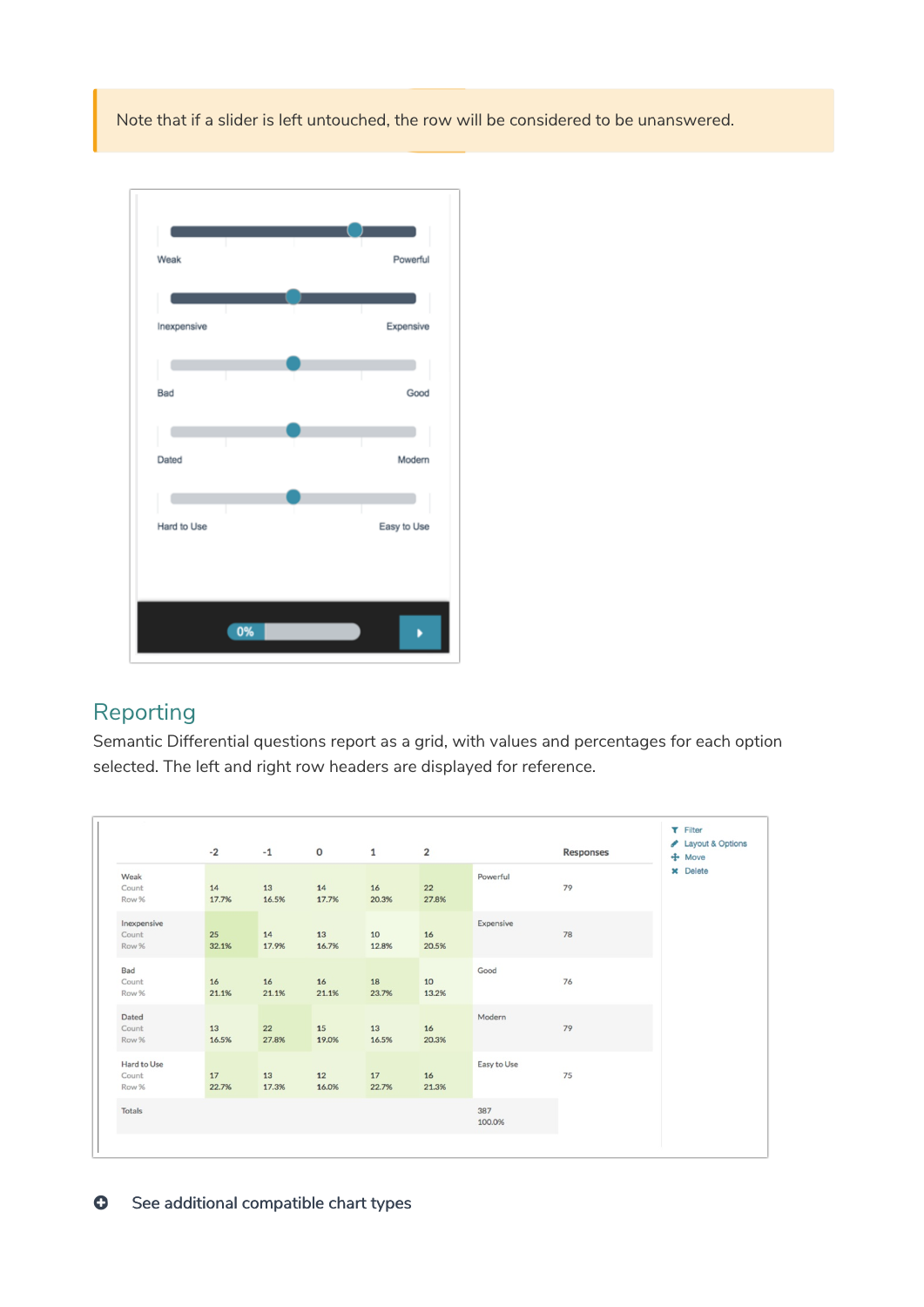Note that if a slider is left untouched, the row will be considered to be unanswered.

## Reporting

Semantic Differential questions report as a grid, with values and percentages for each option selected. The left and right row headers are displayed for reference.

| | -2 | -1 | 0 | 1 | 2 | | Responses |
|---|---|---|---|---|---|---|---|
| Weak<br>Count<br>Row % | 14<br>17.7% | 13<br>16.5% | 14<br>17.7% | 16<br>20.3% | 22<br>27.8% | Powerful | 79 |
| Inexpensive<br>Count<br>Row % | 25<br>32.1% | 14<br>17.9% | 13<br>16.7% | 10<br>12.8% | 16<br>20.5% | Expensive | 78 |
| Bad<br>Count<br>Row % | 16<br>21.1% | 16<br>21.1% | 16<br>21.1% | 18<br>23.7% | 10<br>13.2% | Good | 76 |
| Dated<br>Count<br>Row % | 13<br>16.5% | 22<br>27.8% | 15<br>19.0% | 13<br>16.5% | 16<br>20.3% | Modern | 79 |
| Hard to Use<br>Count<br>Row % | 17<br>22.7% | 13<br>17.3% | 12<br>16.0% | 17<br>22.7% | 16<br>21.3% | Easy to Use | 75 |
| Totals | | | | | | 387<br>100.0% | |

See additional compatible chart types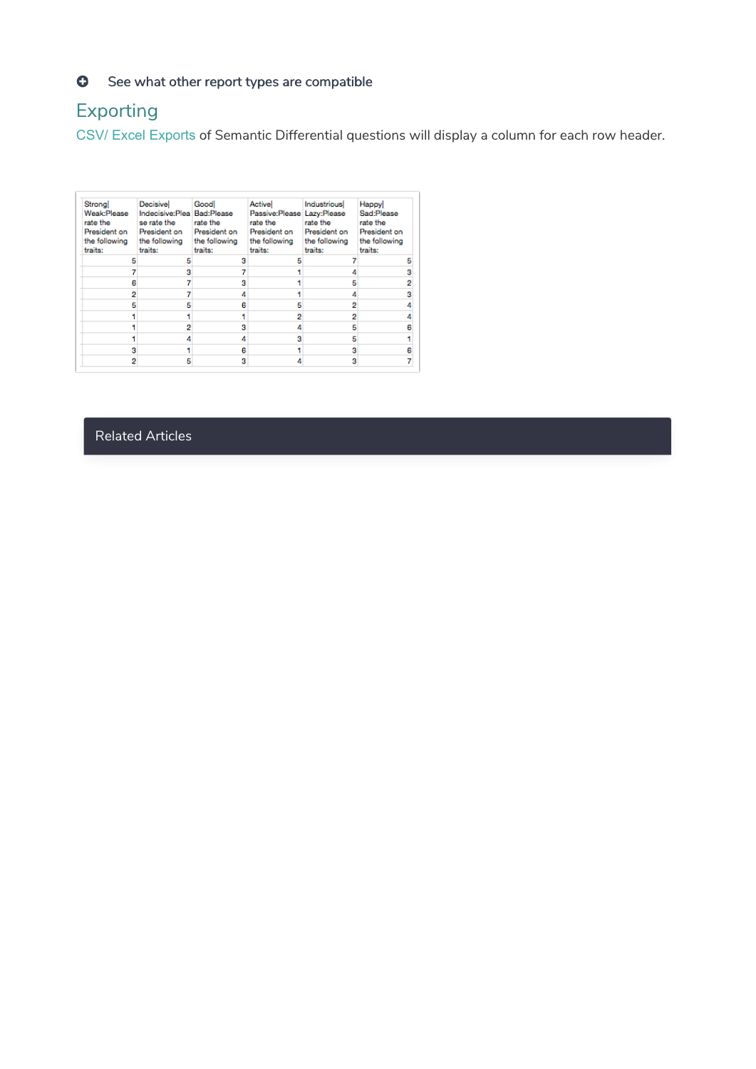See what other report types are compatible

## Exporting

CSV/ Excel Exports of Semantic Differential questions will display a column for each row header.

| Strong\|Weak:Please rate the President on the following traits: | Decisive\|Indecisive:Please rate the President on the following traits: | Good\|Bad:Please rate the President on the following traits: | Active\|Passive:Please rate the President on the following traits: | Industrious\|Lazy:Please rate the President on the following traits: | Happy\|Sad:Please rate the President on the following traits: |
|---|---|---|---|---|---|
| 5 | 5 | 3 | 5 | 7 | 5 |
| 7 | 3 | 7 | 1 | 4 | 3 |
| 6 | 7 | 3 | 1 | 5 | 2 |
| 2 | 7 | 4 | 1 | 4 | 3 |
| 5 | 5 | 6 | 5 | 2 | 4 |
| 1 | 1 | 1 | 2 | 2 | 4 |
| 1 | 2 | 3 | 4 | 5 | 6 |
| 1 | 4 | 4 | 3 | 5 | 1 |
| 3 | 1 | 6 | 1 | 3 | 6 |
| 2 | 5 | 3 | 4 | 3 | 7 |

Related Articles